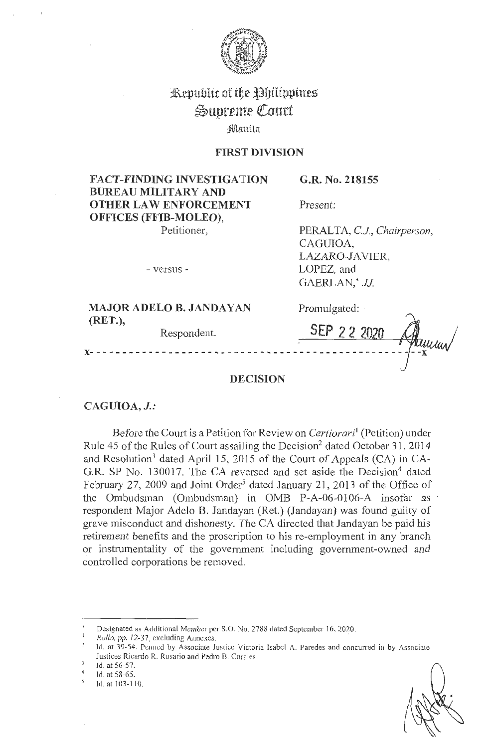Republic of the Philippines
Supreme Court
Manila

**FIRST DIVISION**

**FACT-FINDING INVESTIGATION BUREAU MILITARY AND OTHER LAW ENFORCEMENT OFFICES (FFIB-MOLEO),**
Petitioner,

- versus -

**MAJOR ADELO B. JANDAYAN (RET.),**
Respondent.

**G.R. No. 218155**

Present:

PERALTA, *C.J., Chairperson,*
CAGUIOA,
LAZARO-JAVIER,
LOPEZ, and
GAERLAN,* *JJ.*

Promulgated:

SEP 22 2020

x-----------------------------------------------------------x

## DECISION

**CAGUIOA, *J.*:**

Before the Court is a Petition for Review on *Certiorari*[1] (Petition) under Rule 45 of the Rules of Court assailing the Decision[2] dated October 31, 2014 and Resolution[3] dated April 15, 2015 of the Court of Appeals (CA) in CA-G.R. SP No. 130017. The CA reversed and set aside the Decision[4] dated February 27, 2009 and Joint Order[5] dated January 21, 2013 of the Office of the Ombudsman (Ombudsman) in OMB P-A-06-0106-A insofar as respondent Major Adelo B. Jandayan (Ret.) (Jandayan) was found guilty of grave misconduct and dishonesty. The CA directed that Jandayan be paid his retirement benefits and the proscription to his re-employment in any branch or instrumentality of the government including government-owned and controlled corporations be removed.

---

\* Designated as Additional Member per S.O. No. 2788 dated September 16, 2020.

[1] *Rollo*, pp. 12-37, excluding Annexes.

[2] Id. at 39-54. Penned by Associate Justice Victoria Isabel A. Paredes and concurred in by Associate Justices Ricardo R. Rosario and Pedro B. Corales.

[3] Id. at 56-57.

[4] Id. at 58-65.

[5] Id. at 103-110.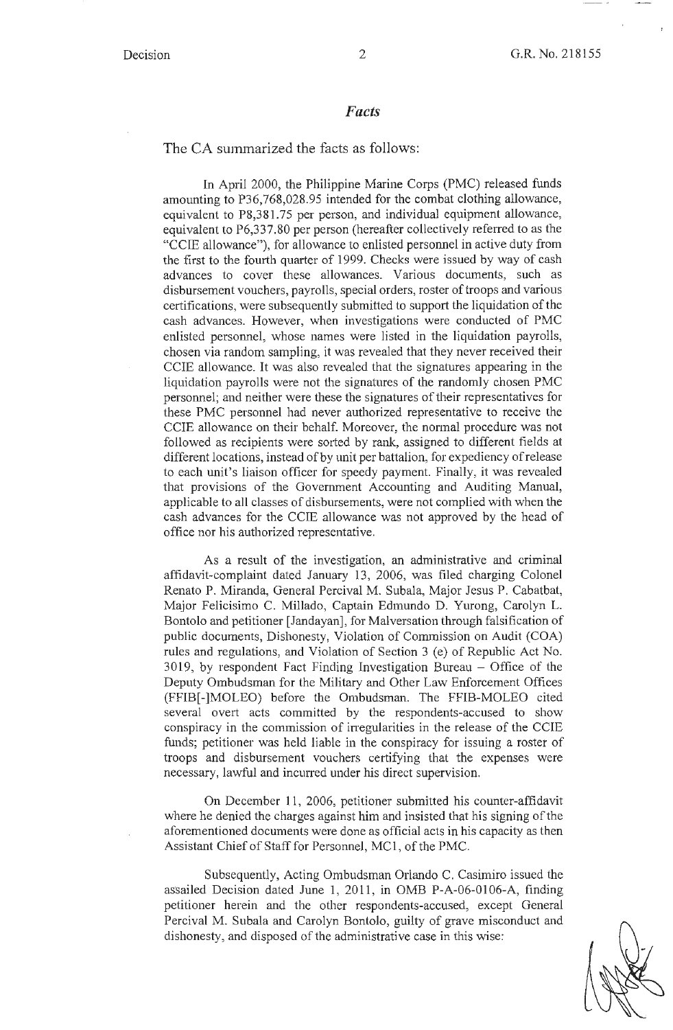## *Facts*

The CA summarized the facts as follows:

> In April 2000, the Philippine Marine Corps (PMC) released funds amounting to P36,768,028.95 intended for the combat clothing allowance, equivalent to P8,381.75 per person, and individual equipment allowance, equivalent to P6,337.80 per person (hereafter collectively referred to as the "CCIE allowance"), for allowance to enlisted personnel in active duty from the first to the fourth quarter of 1999. Checks were issued by way of cash advances to cover these allowances. Various documents, such as disbursement vouchers, payrolls, special orders, roster of troops and various certifications, were subsequently submitted to support the liquidation of the cash advances. However, when investigations were conducted of PMC enlisted personnel, whose names were listed in the liquidation payrolls, chosen via random sampling, it was revealed that they never received their CCIE allowance. It was also revealed that the signatures appearing in the liquidation payrolls were not the signatures of the randomly chosen PMC personnel; and neither were these the signatures of their representatives for these PMC personnel had never authorized representative to receive the CCIE allowance on their behalf. Moreover, the normal procedure was not followed as recipients were sorted by rank, assigned to different fields at different locations, instead of by unit per battalion, for expediency of release to each unit's liaison officer for speedy payment. Finally, it was revealed that provisions of the Government Accounting and Auditing Manual, applicable to all classes of disbursements, were not complied with when the cash advances for the CCIE allowance was not approved by the head of office nor his authorized representative.
>
> As a result of the investigation, an administrative and criminal affidavit-complaint dated January 13, 2006, was filed charging Colonel Renato P. Miranda, General Percival M. Subala, Major Jesus P. Cabatbat, Major Felicisimo C. Millado, Captain Edmundo D. Yurong, Carolyn L. Bontolo and petitioner [Jandayan], for Malversation through falsification of public documents, Dishonesty, Violation of Commission on Audit (COA) rules and regulations, and Violation of Section 3 (e) of Republic Act No. 3019, by respondent Fact Finding Investigation Bureau – Office of the Deputy Ombudsman for the Military and Other Law Enforcement Offices (FFIB[-]MOLEO) before the Ombudsman. The FFIB-MOLEO cited several overt acts committed by the respondents-accused to show conspiracy in the commission of irregularities in the release of the CCIE funds; petitioner was held liable in the conspiracy for issuing a roster of troops and disbursement vouchers certifying that the expenses were necessary, lawful and incurred under his direct supervision.
>
> On December 11, 2006, petitioner submitted his counter-affidavit where he denied the charges against him and insisted that his signing of the aforementioned documents were done as official acts in his capacity as then Assistant Chief of Staff for Personnel, MC1, of the PMC.
>
> Subsequently, Acting Ombudsman Orlando C. Casimiro issued the assailed Decision dated June 1, 2011, in OMB P-A-06-0106-A, finding petitioner herein and the other respondents-accused, except General Percival M. Subala and Carolyn Bontolo, guilty of grave misconduct and dishonesty, and disposed of the administrative case in this wise: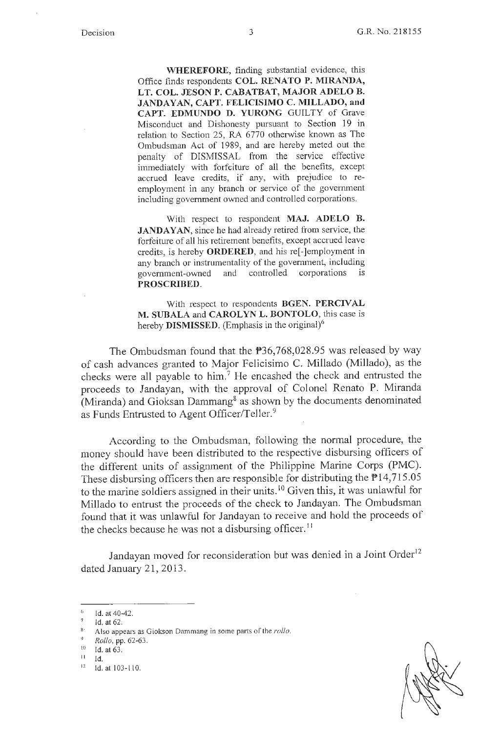> **WHEREFORE**, finding substantial evidence, this Office finds respondents **COL. RENATO P. MIRANDA, LT. COL. JESON P. CABATBAT, MAJOR ADELO B. JANDAYAN, CAPT. FELICISIMO C. MILLADO, and CAPT. EDMUNDO D. YURONG** GUILTY of Grave Misconduct and Dishonesty pursuant to Section 19 in relation to Section 25, RA 6770 otherwise known as The Ombudsman Act of 1989, and are hereby meted out the penalty of DISMISSAL from the service effective immediately with forfeiture of all the benefits, except accrued leave credits, if any, with prejudice to re-employment in any branch or service of the government including government owned and controlled corporations.
>
> With respect to respondent **MAJ. ADELO B. JANDAYAN**, since he had already retired from service, the forfeiture of all his retirement benefits, except accrued leave credits, is hereby **ORDERED**, and his re[-]employment in any branch or instrumentality of the government, including government-owned and controlled corporations is **PROSCRIBED**.
>
> With respect to respondents **BGEN. PERCIVAL M. SUBALA** and **CAROLYN L. BONTOLO**, this case is hereby **DISMISSED**. (Emphasis in the original)[6]

The Ombudsman found that the ₱36,768,028.95 was released by way of cash advances granted to Major Felicisimo C. Millado (Millado), as the checks were all payable to him.[7] He encashed the check and entrusted the proceeds to Jandayan, with the approval of Colonel Renato P. Miranda (Miranda) and Gioksan Dammang[8] as shown by the documents denominated as Funds Entrusted to Agent Officer/Teller.[9]

According to the Ombudsman, following the normal procedure, the money should have been distributed to the respective disbursing officers of the different units of assignment of the Philippine Marine Corps (PMC). These disbursing officers then are responsible for distributing the ₱14,715.05 to the marine soldiers assigned in their units.[10] Given this, it was unlawful for Millado to entrust the proceeds of the check to Jandayan. The Ombudsman found that it was unlawful for Jandayan to receive and hold the proceeds of the checks because he was not a disbursing officer.[11]

Jandayan moved for reconsideration but was denied in a Joint Order[12] dated January 21, 2013.

---

[6] Id. at 40-42.
[7] Id. at 62.
[8] Also appears as Giokson Dammang in some parts of the *rollo*.
[9] *Rollo*, pp. 62-63.
[10] Id. at 63.
[11] Id.
[12] Id. at 103-110.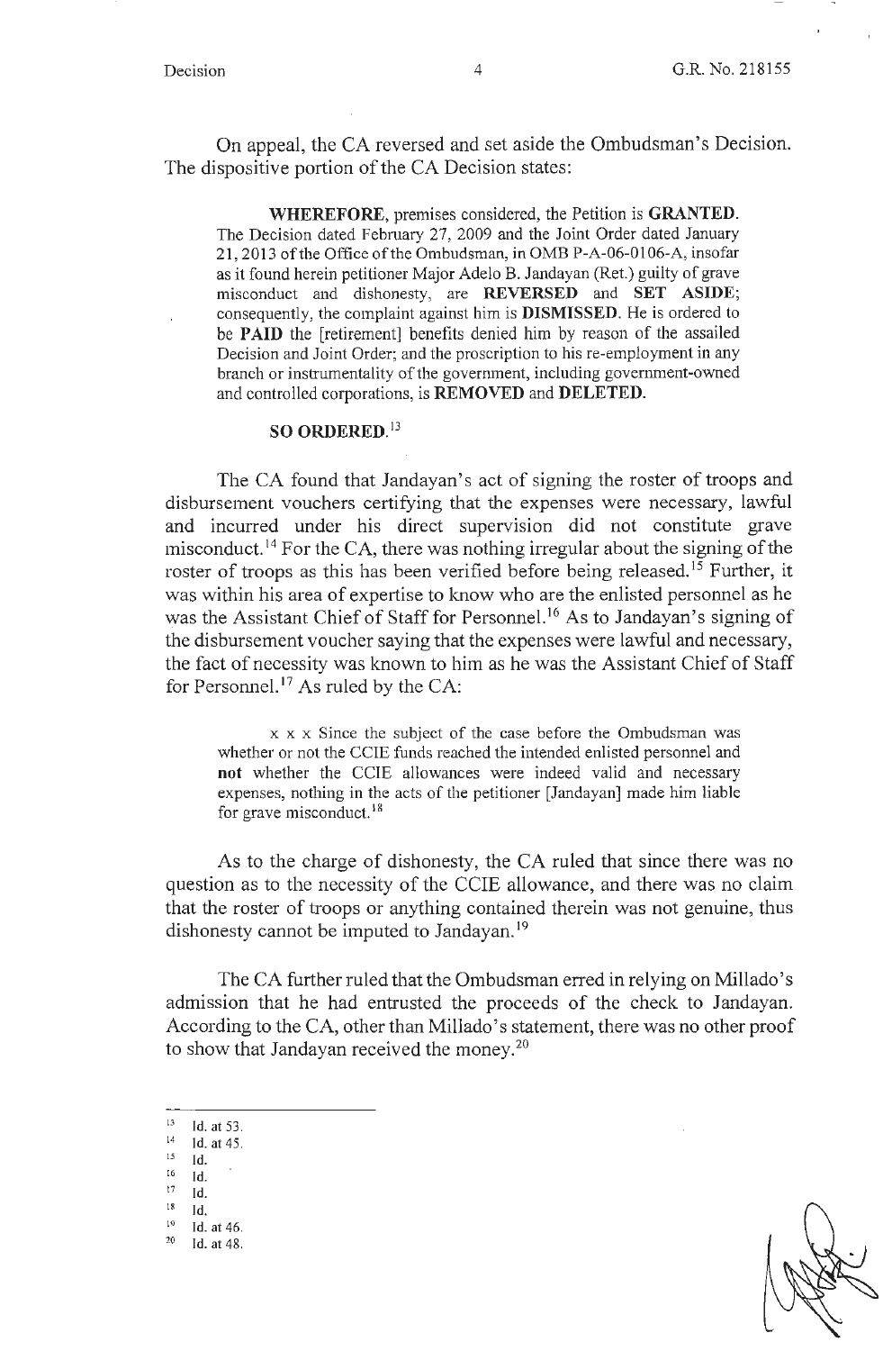On appeal, the CA reversed and set aside the Ombudsman's Decision. The dispositive portion of the CA Decision states:

> **WHEREFORE**, premises considered, the Petition is **GRANTED**. The Decision dated February 27, 2009 and the Joint Order dated January 21, 2013 of the Office of the Ombudsman, in OMB P-A-06-0106-A, insofar as it found herein petitioner Major Adelo B. Jandayan (Ret.) guilty of grave misconduct and dishonesty, are **REVERSED** and **SET ASIDE**; consequently, the complaint against him is **DISMISSED**. He is ordered to be **PAID** the [retirement] benefits denied him by reason of the assailed Decision and Joint Order; and the proscription to his re-employment in any branch or instrumentality of the government, including government-owned and controlled corporations, is **REMOVED** and **DELETED**.
>
> **SO ORDERED.**[13]

The CA found that Jandayan's act of signing the roster of troops and disbursement vouchers certifying that the expenses were necessary, lawful and incurred under his direct supervision did not constitute grave misconduct.[14] For the CA, there was nothing irregular about the signing of the roster of troops as this has been verified before being released.[15] Further, it was within his area of expertise to know who are the enlisted personnel as he was the Assistant Chief of Staff for Personnel.[16] As to Jandayan's signing of the disbursement voucher saying that the expenses were lawful and necessary, the fact of necessity was known to him as he was the Assistant Chief of Staff for Personnel.[17] As ruled by the CA:

> x x x Since the subject of the case before the Ombudsman was whether or not the CCIE funds reached the intended enlisted personnel and **not** whether the CCIE allowances were indeed valid and necessary expenses, nothing in the acts of the petitioner [Jandayan] made him liable for grave misconduct.[18]

As to the charge of dishonesty, the CA ruled that since there was no question as to the necessity of the CCIE allowance, and there was no claim that the roster of troops or anything contained therein was not genuine, thus dishonesty cannot be imputed to Jandayan.[19]

The CA further ruled that the Ombudsman erred in relying on Millado's admission that he had entrusted the proceeds of the check to Jandayan. According to the CA, other than Millado's statement, there was no other proof to show that Jandayan received the money.[20]

---

[13] Id. at 53.
[14] Id. at 45.
[15] Id.
[16] Id.
[17] Id.
[18] Id.
[19] Id. at 46.
[20] Id. at 48.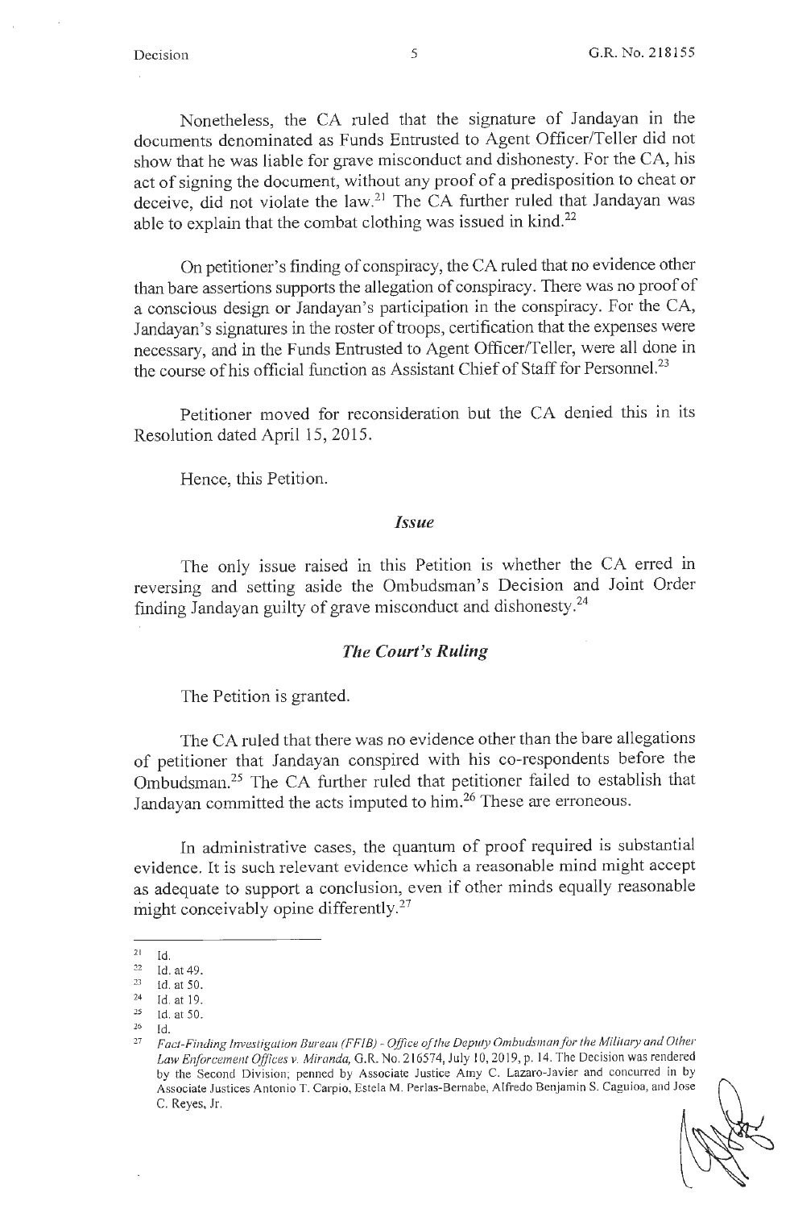Nonetheless, the CA ruled that the signature of Jandayan in the documents denominated as Funds Entrusted to Agent Officer/Teller did not show that he was liable for grave misconduct and dishonesty. For the CA, his act of signing the document, without any proof of a predisposition to cheat or deceive, did not violate the law.[21] The CA further ruled that Jandayan was able to explain that the combat clothing was issued in kind.[22]

On petitioner's finding of conspiracy, the CA ruled that no evidence other than bare assertions supports the allegation of conspiracy. There was no proof of a conscious design or Jandayan's participation in the conspiracy. For the CA, Jandayan's signatures in the roster of troops, certification that the expenses were necessary, and in the Funds Entrusted to Agent Officer/Teller, were all done in the course of his official function as Assistant Chief of Staff for Personnel.[23]

Petitioner moved for reconsideration but the CA denied this in its Resolution dated April 15, 2015.

Hence, this Petition.

### *Issue*

The only issue raised in this Petition is whether the CA erred in reversing and setting aside the Ombudsman's Decision and Joint Order finding Jandayan guilty of grave misconduct and dishonesty.[24]

### *The Court's Ruling*

The Petition is granted.

The CA ruled that there was no evidence other than the bare allegations of petitioner that Jandayan conspired with his co-respondents before the Ombudsman.[25] The CA further ruled that petitioner failed to establish that Jandayan committed the acts imputed to him.[26] These are erroneous.

In administrative cases, the quantum of proof required is substantial evidence. It is such relevant evidence which a reasonable mind might accept as adequate to support a conclusion, even if other minds equally reasonable might conceivably opine differently.[27]

---

[21] Id.

[22] Id. at 49.

[23] Id. at 50.

[24] Id. at 19.

[25] Id. at 50.

[26] Id.

[27] *Fact-Finding Investigation Bureau (FFIB) - Office of the Deputy Ombudsman for the Military and Other Law Enforcement Offices v. Miranda,* G.R. No. 216574, July 10, 2019, p. 14. The Decision was rendered by the Second Division; penned by Associate Justice Amy C. Lazaro-Javier and concurred in by Associate Justices Antonio T. Carpio, Estela M. Perlas-Bernabe, Alfredo Benjamin S. Caguioa, and Jose C. Reyes, Jr.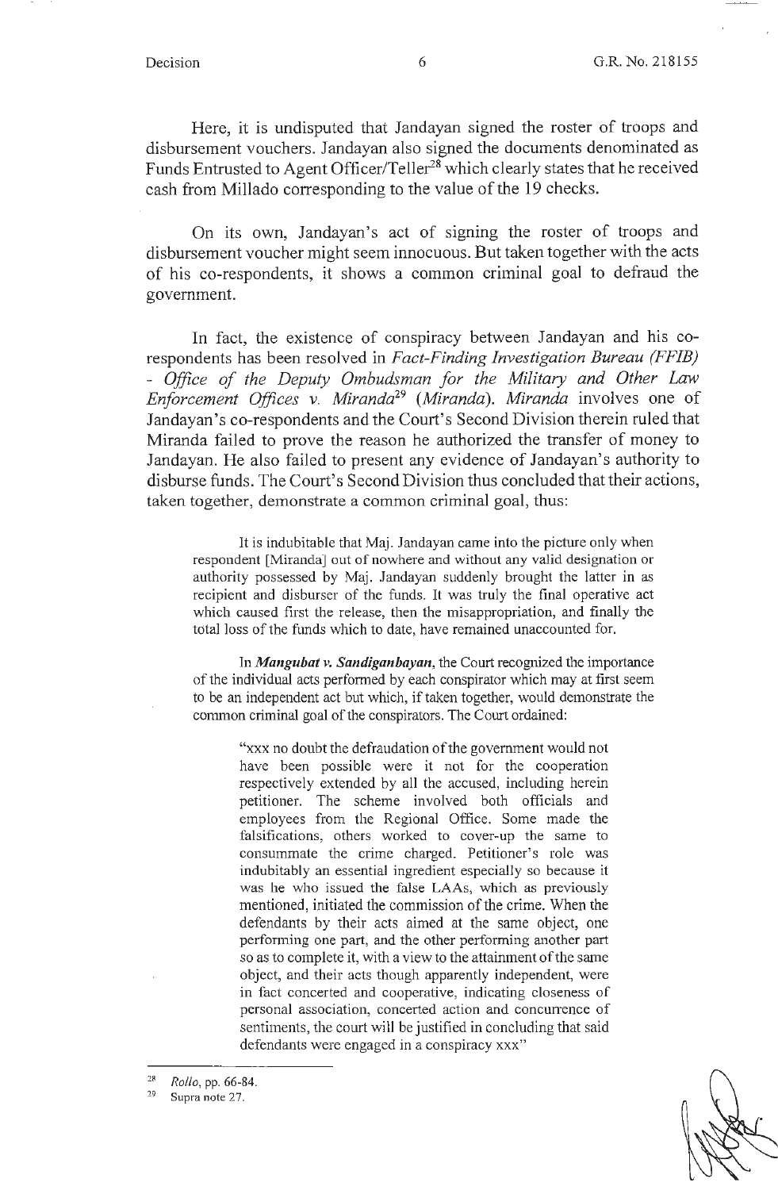Here, it is undisputed that Jandayan signed the roster of troops and disbursement vouchers. Jandayan also signed the documents denominated as Funds Entrusted to Agent Officer/Teller[28] which clearly states that he received cash from Millado corresponding to the value of the 19 checks.

On its own, Jandayan's act of signing the roster of troops and disbursement voucher might seem innocuous. But taken together with the acts of his co-respondents, it shows a common criminal goal to defraud the government.

In fact, the existence of conspiracy between Jandayan and his co-respondents has been resolved in *Fact-Finding Investigation Bureau (FFIB) - Office of the Deputy Ombudsman for the Military and Other Law Enforcement Offices v. Miranda*[29] (*Miranda*). *Miranda* involves one of Jandayan's co-respondents and the Court's Second Division therein ruled that Miranda failed to prove the reason he authorized the transfer of money to Jandayan. He also failed to present any evidence of Jandayan's authority to disburse funds. The Court's Second Division thus concluded that their actions, taken together, demonstrate a common criminal goal, thus:

> It is indubitable that Maj. Jandayan came into the picture only when respondent [Miranda] out of nowhere and without any valid designation or authority possessed by Maj. Jandayan suddenly brought the latter in as recipient and disburser of the funds. It was truly the final operative act which caused first the release, then the misappropriation, and finally the total loss of the funds which to date, have remained unaccounted for.
>
> In ***Mangubat v. Sandiganbayan***, the Court recognized the importance of the individual acts performed by each conspirator which may at first seem to be an independent act but which, if taken together, would demonstrate the common criminal goal of the conspirators. The Court ordained:
>
> > "xxx no doubt the defraudation of the government would not have been possible were it not for the cooperation respectively extended by all the accused, including herein petitioner. The scheme involved both officials and employees from the Regional Office. Some made the falsifications, others worked to cover-up the same to consummate the crime charged. Petitioner's role was indubitably an essential ingredient especially so because it was he who issued the false LAAs, which as previously mentioned, initiated the commission of the crime. When the defendants by their acts aimed at the same object, one performing one part, and the other performing another part so as to complete it, with a view to the attainment of the same object, and their acts though apparently independent, were in fact concerted and cooperative, indicating closeness of personal association, concerted action and concurrence of sentiments, the court will be justified in concluding that said defendants were engaged in a conspiracy xxx"

---

[28] *Rollo*, pp. 66-84.

[29] Supra note 27.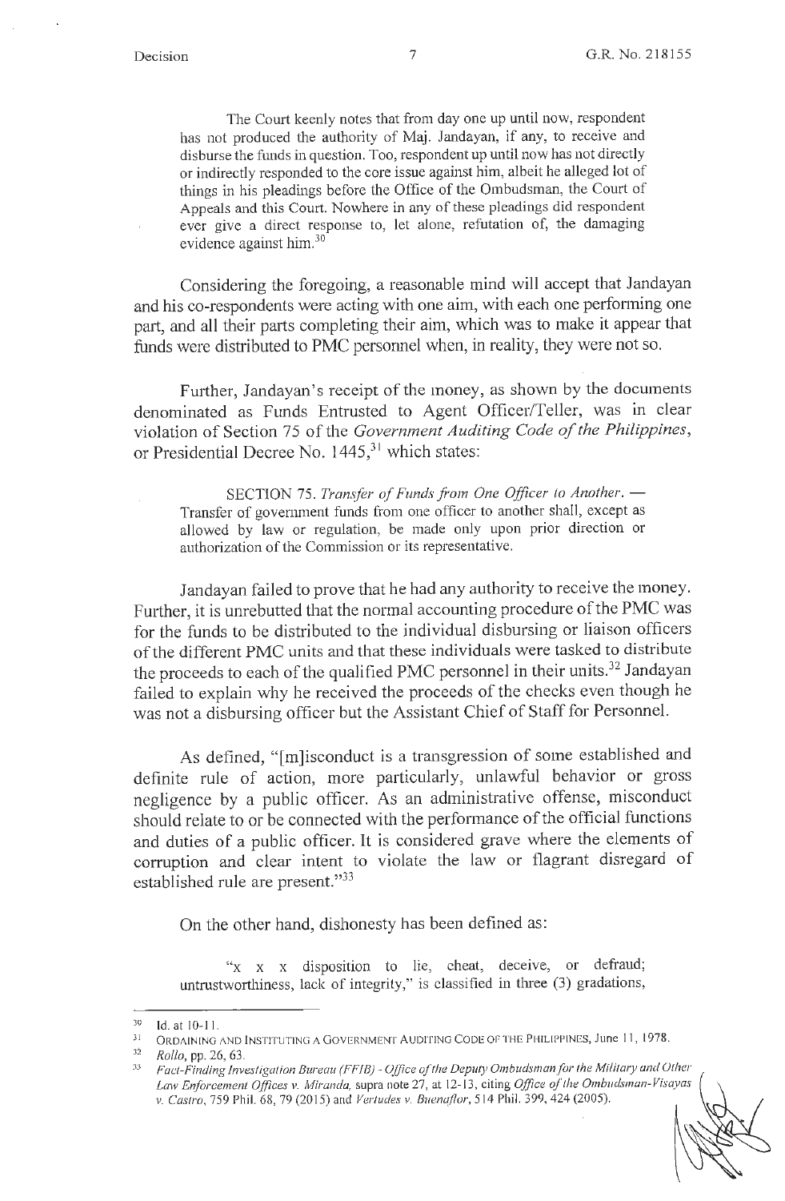> The Court keenly notes that from day one up until now, respondent has not produced the authority of Maj. Jandayan, if any, to receive and disburse the funds in question. Too, respondent up until now has not directly or indirectly responded to the core issue against him, albeit he alleged lot of things in his pleadings before the Office of the Ombudsman, the Court of Appeals and this Court. Nowhere in any of these pleadings did respondent ever give a direct response to, let alone, refutation of, the damaging evidence against him.[30]

Considering the foregoing, a reasonable mind will accept that Jandayan and his co-respondents were acting with one aim, with each one performing one part, and all their parts completing their aim, which was to make it appear that funds were distributed to PMC personnel when, in reality, they were not so.

Further, Jandayan's receipt of the money, as shown by the documents denominated as Funds Entrusted to Agent Officer/Teller, was in clear violation of Section 75 of the *Government Auditing Code of the Philippines*, or Presidential Decree No. 1445,[31] which states:

> SECTION 75. *Transfer of Funds from One Officer to Another.* — Transfer of government funds from one officer to another shall, except as allowed by law or regulation, be made only upon prior direction or authorization of the Commission or its representative.

Jandayan failed to prove that he had any authority to receive the money. Further, it is unrebutted that the normal accounting procedure of the PMC was for the funds to be distributed to the individual disbursing or liaison officers of the different PMC units and that these individuals were tasked to distribute the proceeds to each of the qualified PMC personnel in their units.[32] Jandayan failed to explain why he received the proceeds of the checks even though he was not a disbursing officer but the Assistant Chief of Staff for Personnel.

As defined, "[m]isconduct is a transgression of some established and definite rule of action, more particularly, unlawful behavior or gross negligence by a public officer. As an administrative offense, misconduct should relate to or be connected with the performance of the official functions and duties of a public officer. It is considered grave where the elements of corruption and clear intent to violate the law or flagrant disregard of established rule are present."[33]

On the other hand, dishonesty has been defined as:

> "x x x disposition to lie, cheat, deceive, or defraud; untrustworthiness, lack of integrity," is classified in three (3) gradations,

---

[30] Id. at 10-11.

[31] ORDAINING AND INSTITUTING A GOVERNMENT AUDITING CODE OF THE PHILIPPINES, June 11, 1978.

[32] *Rollo*, pp. 26, 63.

[33] *Fact-Finding Investigation Bureau (FFIB) - Office of the Deputy Ombudsman for the Military and Other Law Enforcement Offices v. Miranda*, supra note 27, at 12-13, citing *Office of the Ombudsman-Visayas v. Castro*, 759 Phil. 68, 79 (2015) and *Vertudes v. Buenaflor*, 514 Phil. 399, 424 (2005).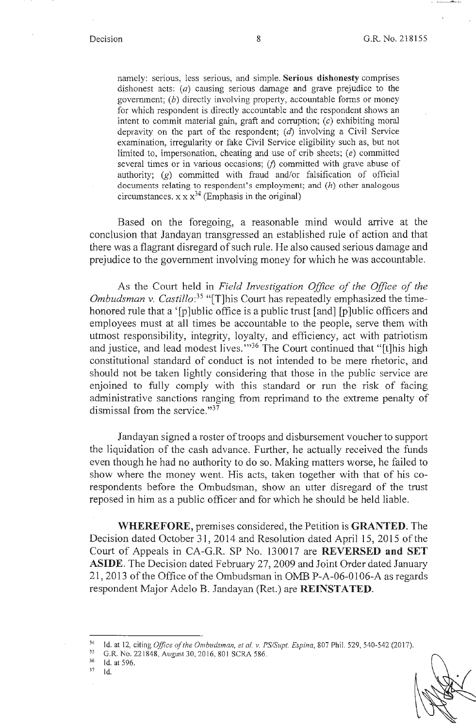namely: serious, less serious, and simple. **Serious dishonesty** comprises dishonest acts: (*a*) causing serious damage and grave prejudice to the government; (*b*) directly involving property, accountable forms or money for which respondent is directly accountable and the respondent shows an intent to commit material gain, graft and corruption; (*c*) exhibiting moral depravity on the part of the respondent; (*d*) involving a Civil Service examination, irregularity or fake Civil Service eligibility such as, but not limited to, impersonation, cheating and use of crib sheets; (*e*) committed several times or in various occasions; (*f*) committed with grave abuse of authority; (*g*) committed with fraud and/or falsification of official documents relating to respondent's employment; and (*h*) other analogous circumstances. x x x[34] (Emphasis in the original)

Based on the foregoing, a reasonable mind would arrive at the conclusion that Jandayan transgressed an established rule of action and that there was a flagrant disregard of such rule. He also caused serious damage and prejudice to the government involving money for which he was accountable.

As the Court held in *Field Investigation Office of the Office of the Ombudsman v. Castillo*:[35] "[T]his Court has repeatedly emphasized the time-honored rule that a '[p]ublic office is a public trust [and] [p]ublic officers and employees must at all times be accountable to the people, serve them with utmost responsibility, integrity, loyalty, and efficiency, act with patriotism and justice, and lead modest lives.'"[36] The Court continued that "[t]his high constitutional standard of conduct is not intended to be mere rhetoric, and should not be taken lightly considering that those in the public service are enjoined to fully comply with this standard or run the risk of facing administrative sanctions ranging from reprimand to the extreme penalty of dismissal from the service."[37]

Jandayan signed a roster of troops and disbursement voucher to support the liquidation of the cash advance. Further, he actually received the funds even though he had no authority to do so. Making matters worse, he failed to show where the money went. His acts, taken together with that of his co-respondents before the Ombudsman, show an utter disregard of the trust reposed in him as a public officer and for which he should be held liable.

**WHEREFORE,** premises considered, the Petition is **GRANTED**. The Decision dated October 31, 2014 and Resolution dated April 15, 2015 of the Court of Appeals in CA-G.R. SP No. 130017 are **REVERSED and SET ASIDE**. The Decision dated February 27, 2009 and Joint Order dated January 21, 2013 of the Office of the Ombudsman in OMB P-A-06-0106-A as regards respondent Major Adelo B. Jandayan (Ret.) are **REINSTATED**.

---

[34] Id. at 12, citing *Office of the Ombudsman, et al. v. PS/Supt. Espina*, 807 Phil. 529, 540-542 (2017).

[35] G.R. No. 221848, August 30, 2016, 801 SCRA 586.

[36] Id. at 596.

[37] Id.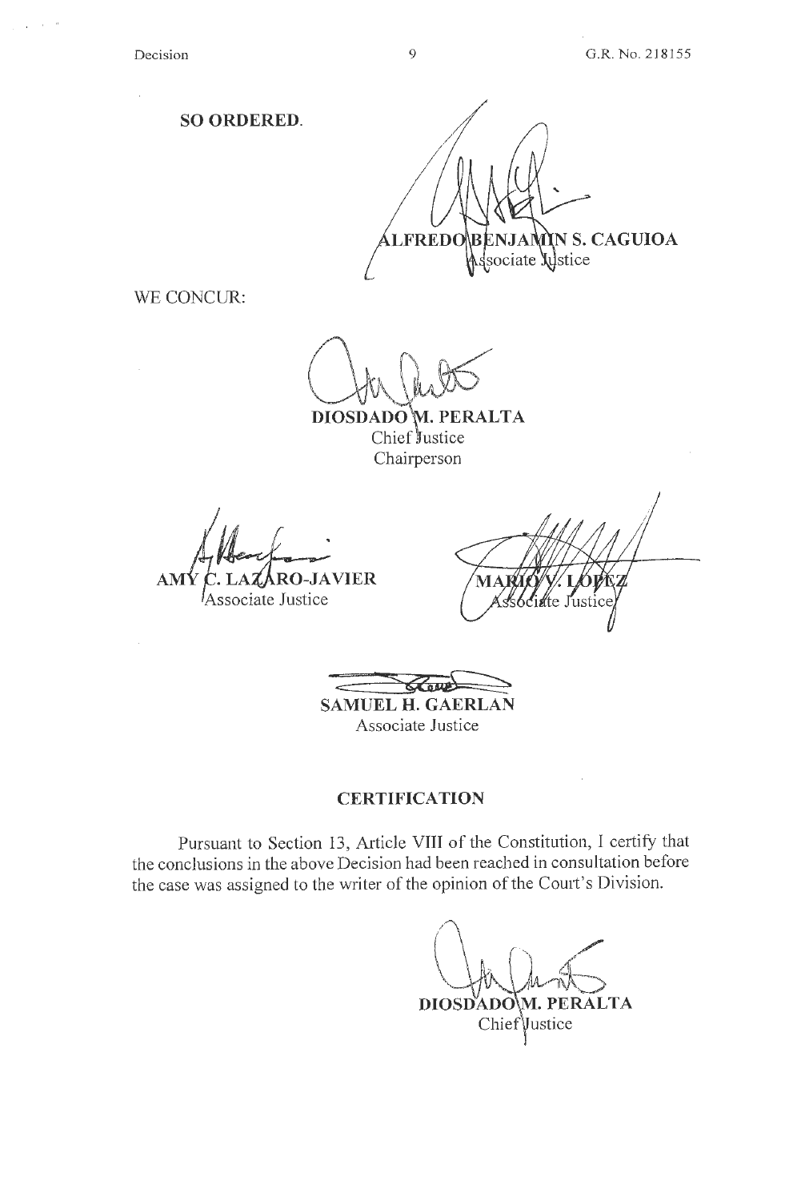**SO ORDERED.**

ALFREDO BENJAMIN S. CAGUIOA
Associate Justice

WE CONCUR:

DIOSDADO M. PERALTA
Chief Justice
Chairperson

AMY C. LAZARO-JAVIER
Associate Justice

MARIO V. LOPEZ
Associate Justice

SAMUEL H. GAERLAN
Associate Justice

**CERTIFICATION**

Pursuant to Section 13, Article VIII of the Constitution, I certify that the conclusions in the above Decision had been reached in consultation before the case was assigned to the writer of the opinion of the Court's Division.

DIOSDADO M. PERALTA
Chief Justice